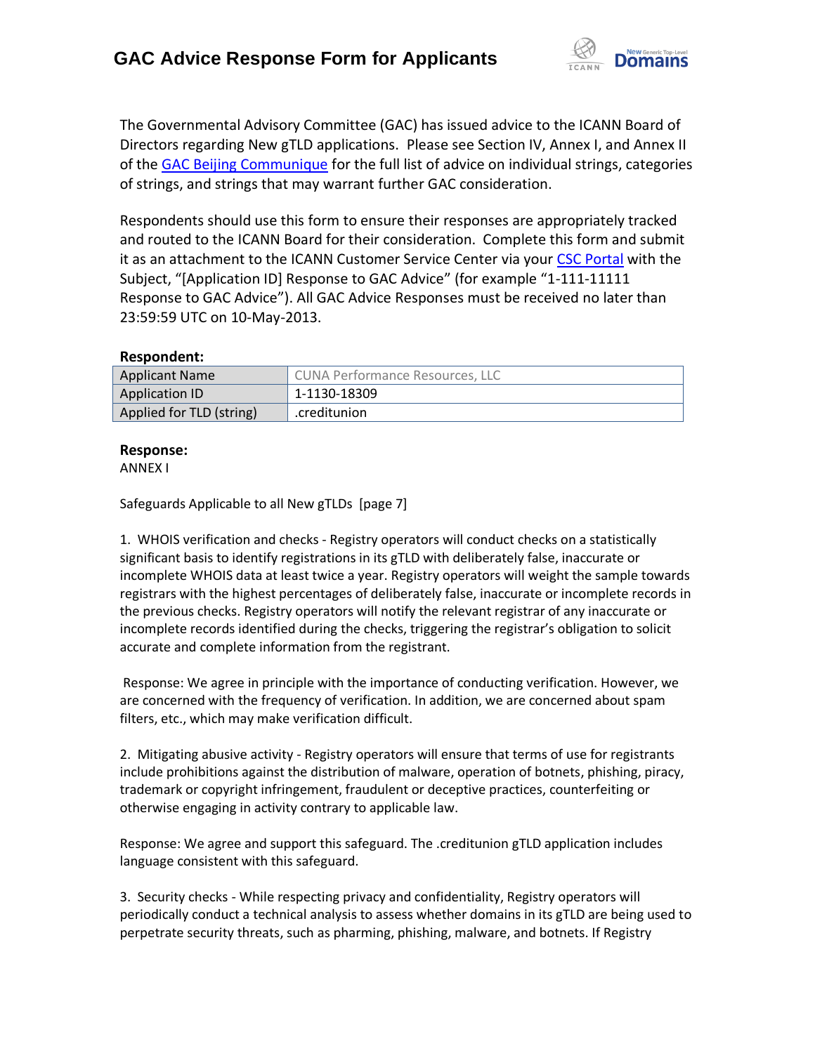# GAC Advice Response Form for Applicants

The Governmental Advisory Committee (GAC) has issued advice to the ICANN Board of Directors regarding New gTLD applications. Please see Section IV, Annex I, and Annex II of the GAC Beijing Communique for the full list of advice on individual strings, categories of strings, and strings that may warrant further GAC consideration.

Respondents should use this form to ensure their responses are appropriately tracked and routed to the ICANN Board for their consideration. Complete this form and submit it as an attachment to the ICANN Customer Service Center via your CSC Portal with the Subject, "[Application ID] Response to GAC Advice" (for example "1-111-11111 Response to GAC Advice"). All GAC Advice Responses must be received no later than 23:59:59 UTC on 10-May-2013.

**Respondent:**

| Applicant Name | CUNA Performance Resources, LLC |
|---|---|
| Application ID | 1-1130-18309 |
| Applied for TLD (string) | .creditunion |

**Response:**

ANNEX I

Safeguards Applicable to all New gTLDs [page 7]

1. WHOIS verification and checks - Registry operators will conduct checks on a statistically significant basis to identify registrations in its gTLD with deliberately false, inaccurate or incomplete WHOIS data at least twice a year. Registry operators will weight the sample towards registrars with the highest percentages of deliberately false, inaccurate or incomplete records in the previous checks. Registry operators will notify the relevant registrar of any inaccurate or incomplete records identified during the checks, triggering the registrar's obligation to solicit accurate and complete information from the registrant.

Response: We agree in principle with the importance of conducting verification. However, we are concerned with the frequency of verification. In addition, we are concerned about spam filters, etc., which may make verification difficult.

2. Mitigating abusive activity - Registry operators will ensure that terms of use for registrants include prohibitions against the distribution of malware, operation of botnets, phishing, piracy, trademark or copyright infringement, fraudulent or deceptive practices, counterfeiting or otherwise engaging in activity contrary to applicable law.

Response: We agree and support this safeguard. The .creditunion gTLD application includes language consistent with this safeguard.

3. Security checks - While respecting privacy and confidentiality, Registry operators will periodically conduct a technical analysis to assess whether domains in its gTLD are being used to perpetrate security threats, such as pharming, phishing, malware, and botnets. If Registry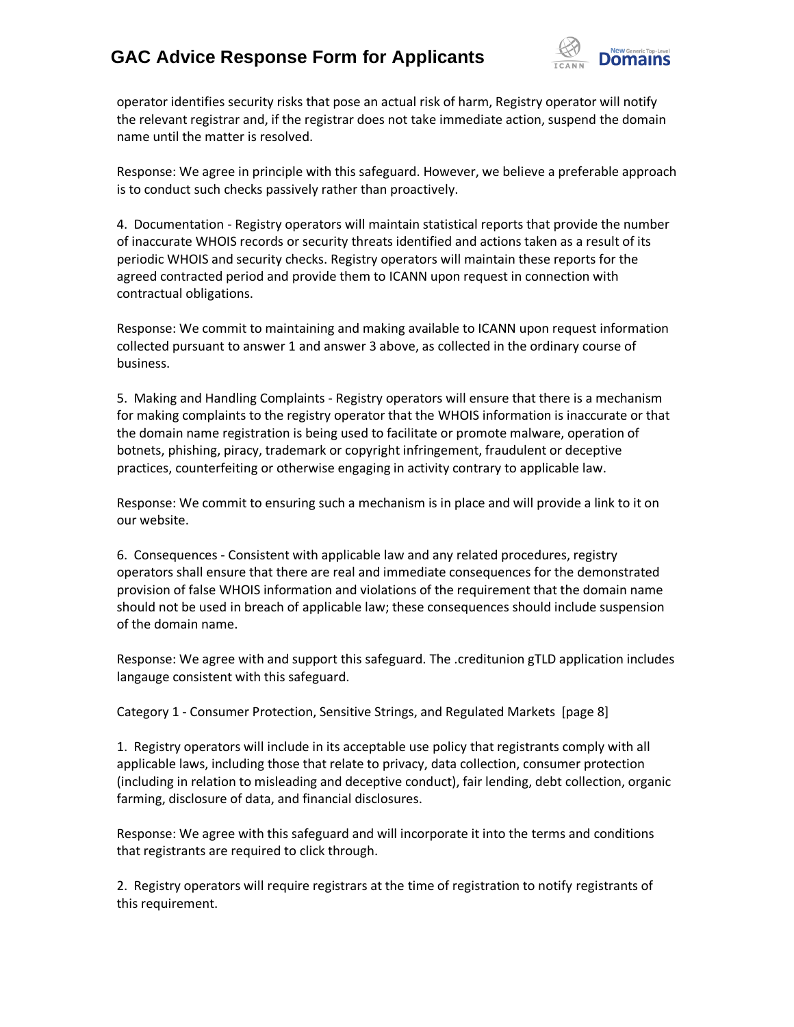operator identifies security risks that pose an actual risk of harm, Registry operator will notify the relevant registrar and, if the registrar does not take immediate action, suspend the domain name until the matter is resolved.

Response: We agree in principle with this safeguard. However, we believe a preferable approach is to conduct such checks passively rather than proactively.

4. Documentation - Registry operators will maintain statistical reports that provide the number of inaccurate WHOIS records or security threats identified and actions taken as a result of its periodic WHOIS and security checks. Registry operators will maintain these reports for the agreed contracted period and provide them to ICANN upon request in connection with contractual obligations.

Response: We commit to maintaining and making available to ICANN upon request information collected pursuant to answer 1 and answer 3 above, as collected in the ordinary course of business.

5. Making and Handling Complaints - Registry operators will ensure that there is a mechanism for making complaints to the registry operator that the WHOIS information is inaccurate or that the domain name registration is being used to facilitate or promote malware, operation of botnets, phishing, piracy, trademark or copyright infringement, fraudulent or deceptive practices, counterfeiting or otherwise engaging in activity contrary to applicable law.

Response: We commit to ensuring such a mechanism is in place and will provide a link to it on our website.

6. Consequences - Consistent with applicable law and any related procedures, registry operators shall ensure that there are real and immediate consequences for the demonstrated provision of false WHOIS information and violations of the requirement that the domain name should not be used in breach of applicable law; these consequences should include suspension of the domain name.

Response: We agree with and support this safeguard. The .creditunion gTLD application includes langauge consistent with this safeguard.

Category 1 - Consumer Protection, Sensitive Strings, and Regulated Markets [page 8]

1. Registry operators will include in its acceptable use policy that registrants comply with all applicable laws, including those that relate to privacy, data collection, consumer protection (including in relation to misleading and deceptive conduct), fair lending, debt collection, organic farming, disclosure of data, and financial disclosures.

Response: We agree with this safeguard and will incorporate it into the terms and conditions that registrants are required to click through.

2. Registry operators will require registrars at the time of registration to notify registrants of this requirement.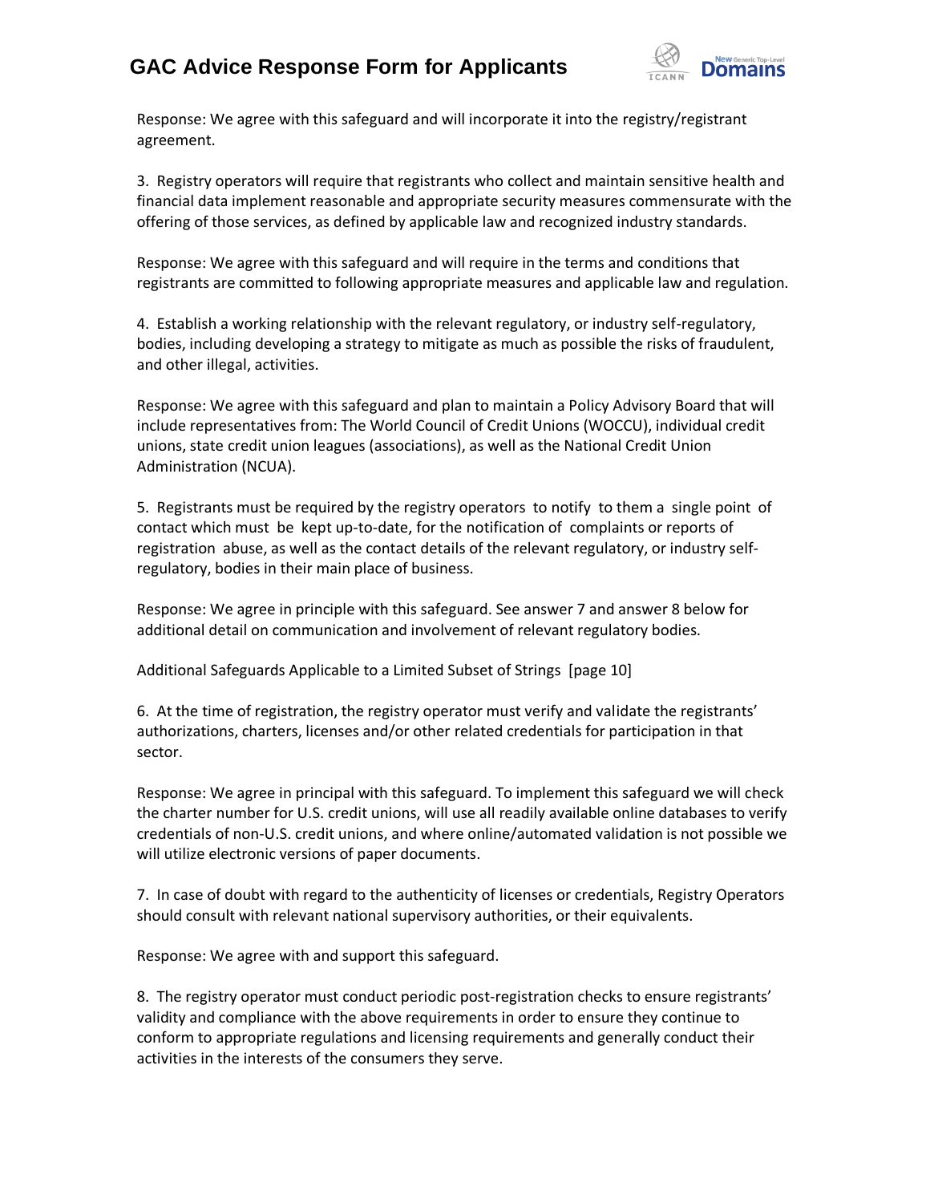Response: We agree with this safeguard and will incorporate it into the registry/registrant agreement.

3. Registry operators will require that registrants who collect and maintain sensitive health and financial data implement reasonable and appropriate security measures commensurate with the offering of those services, as defined by applicable law and recognized industry standards.

Response: We agree with this safeguard and will require in the terms and conditions that registrants are committed to following appropriate measures and applicable law and regulation.

4. Establish a working relationship with the relevant regulatory, or industry self-regulatory, bodies, including developing a strategy to mitigate as much as possible the risks of fraudulent, and other illegal, activities.

Response: We agree with this safeguard and plan to maintain a Policy Advisory Board that will include representatives from: The World Council of Credit Unions (WOCCU), individual credit unions, state credit union leagues (associations), as well as the National Credit Union Administration (NCUA).

5. Registrants must be required by the registry operators to notify to them a single point of contact which must be kept up-to-date, for the notification of complaints or reports of registration abuse, as well as the contact details of the relevant regulatory, or industry self-regulatory, bodies in their main place of business.

Response: We agree in principle with this safeguard. See answer 7 and answer 8 below for additional detail on communication and involvement of relevant regulatory bodies.

Additional Safeguards Applicable to a Limited Subset of Strings [page 10]

6. At the time of registration, the registry operator must verify and validate the registrants' authorizations, charters, licenses and/or other related credentials for participation in that sector.

Response: We agree in principal with this safeguard. To implement this safeguard we will check the charter number for U.S. credit unions, will use all readily available online databases to verify credentials of non-U.S. credit unions, and where online/automated validation is not possible we will utilize electronic versions of paper documents.

7. In case of doubt with regard to the authenticity of licenses or credentials, Registry Operators should consult with relevant national supervisory authorities, or their equivalents.

Response: We agree with and support this safeguard.

8. The registry operator must conduct periodic post-registration checks to ensure registrants' validity and compliance with the above requirements in order to ensure they continue to conform to appropriate regulations and licensing requirements and generally conduct their activities in the interests of the consumers they serve.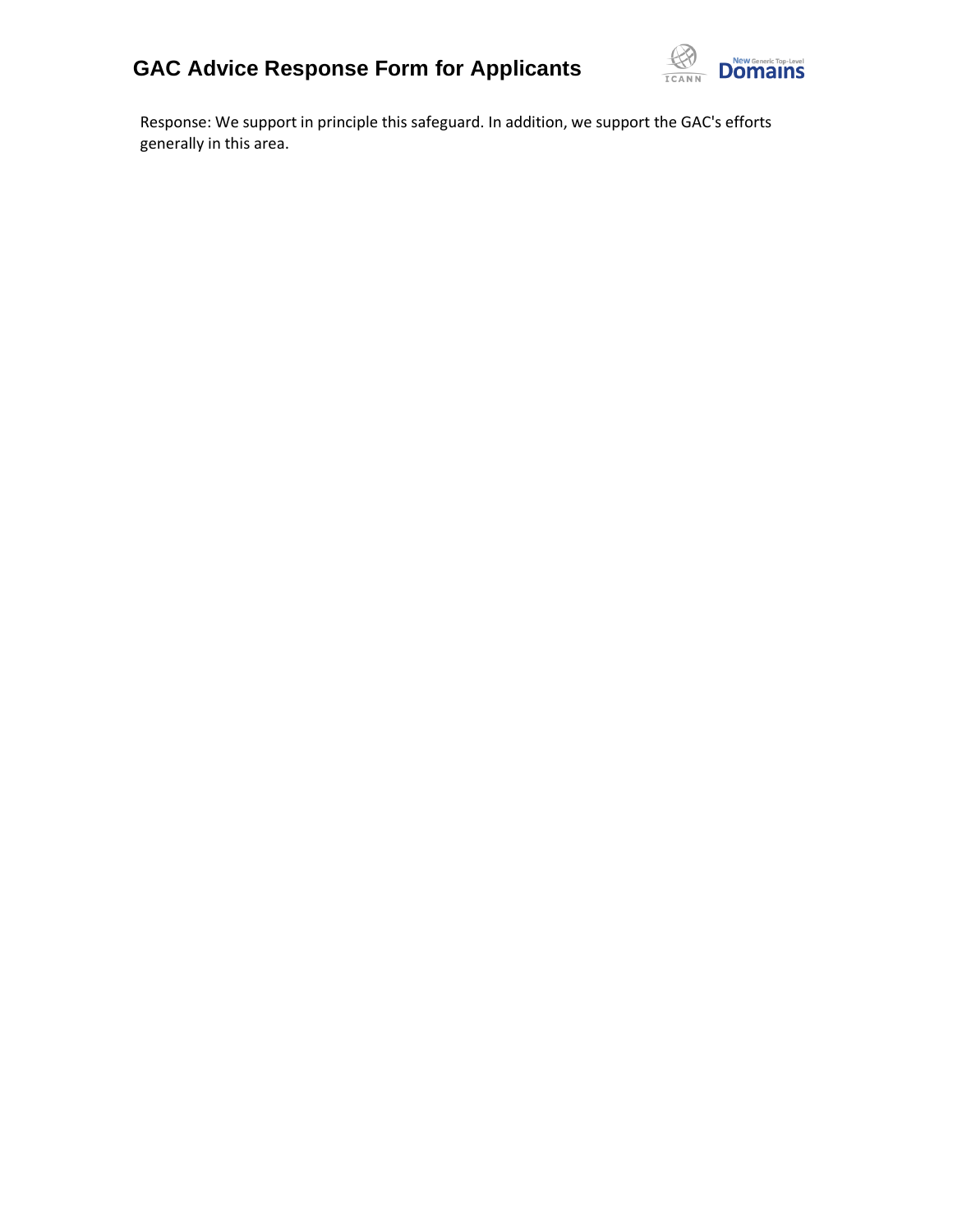Response: We support in principle this safeguard. In addition, we support the GAC's efforts generally in this area.